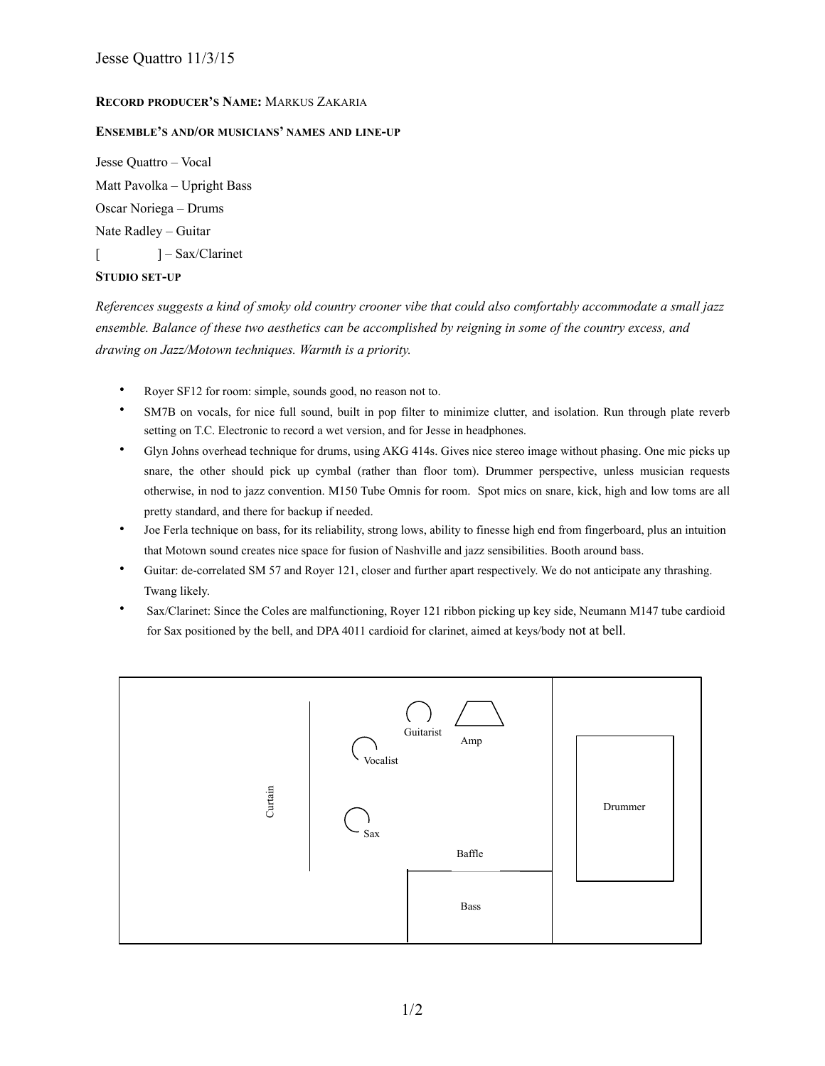Jesse Quattro 11/3/15

**RECORD PRODUCER'S NAME:** MARKUS ZAKARIA

**ENSEMBLE'S AND/OR MUSICIANS' NAMES AND LINE-UP**

Jesse Quattro – Vocal

Matt Pavolka – Upright Bass

Oscar Noriega – Drums

Nate Radley – Guitar

[ ] – Sax/Clarinet

**STUDIO SET-UP**

*References suggests a kind of smoky old country crooner vibe that could also comfortably accommodate a small jazz ensemble. Balance of these two aesthetics can be accomplished by reigning in some of the country excess, and drawing on Jazz/Motown techniques. Warmth is a priority.*

- Royer SF12 for room: simple, sounds good, no reason not to.
- SM7B on vocals, for nice full sound, built in pop filter to minimize clutter, and isolation. Run through plate reverb setting on T.C. Electronic to record a wet version, and for Jesse in headphones.
- Glyn Johns overhead technique for drums, using AKG 414s. Gives nice stereo image without phasing. One mic picks up snare, the other should pick up cymbal (rather than floor tom). Drummer perspective, unless musician requests otherwise, in nod to jazz convention. M150 Tube Omnis for room. Spot mics on snare, kick, high and low toms are all pretty standard, and there for backup if needed.
- Joe Ferla technique on bass, for its reliability, strong lows, ability to finesse high end from fingerboard, plus an intuition that Motown sound creates nice space for fusion of Nashville and jazz sensibilities. Booth around bass.
- Guitar: de-correlated SM 57 and Royer 121, closer and further apart respectively. We do not anticipate any thrashing. Twang likely.
- Sax/Clarinet: Since the Coles are malfunctioning, Royer 121 ribbon picking up key side, Neumann M147 tube cardioid for Sax positioned by the bell, and DPA 4011 cardioid for clarinet, aimed at keys/body not at bell.

Curtain · Guitarist · Amp · Vocalist · Sax · Baffle · Bass · Drummer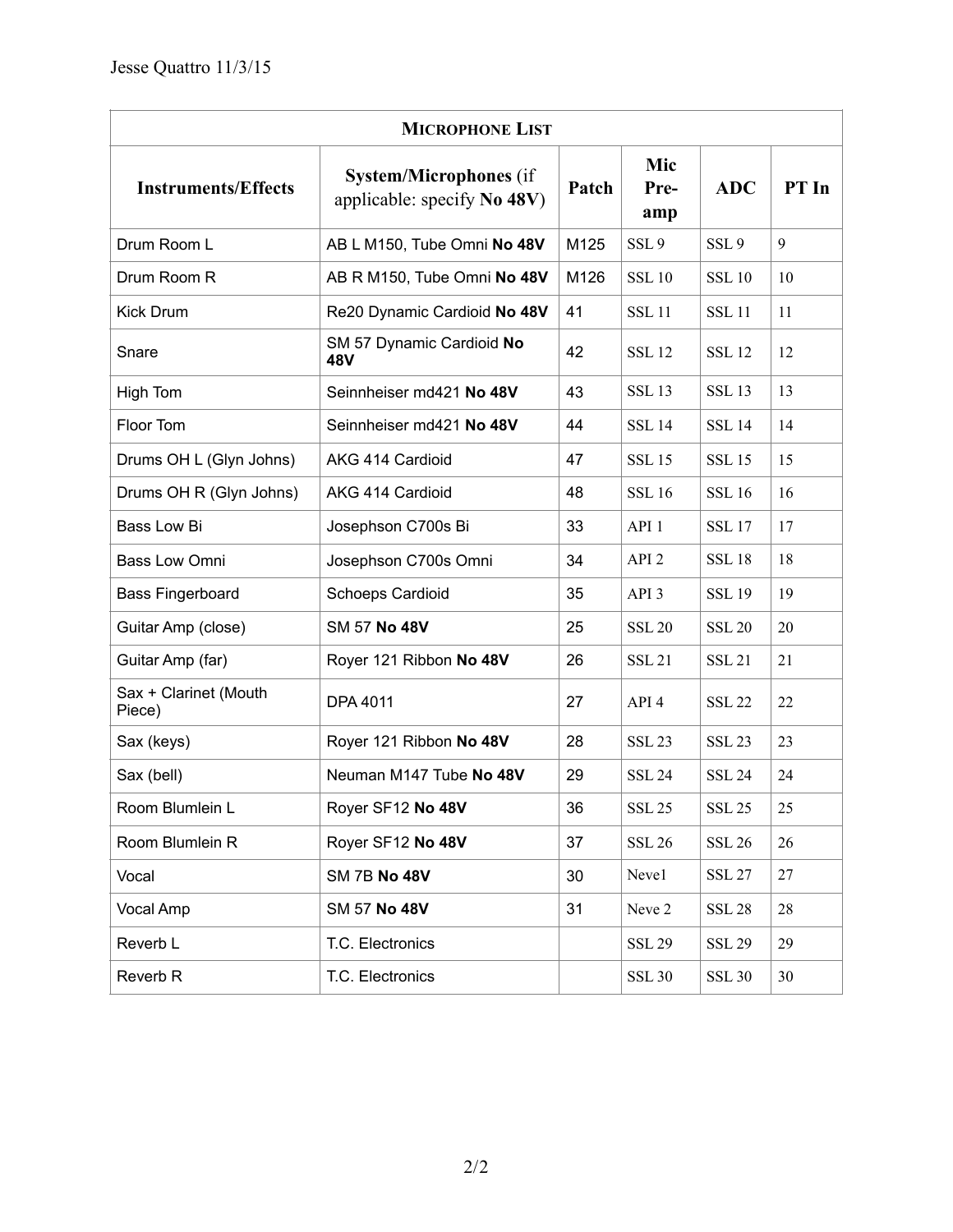Jesse Quattro 11/3/15

| **Microphone List** | | | | | |
|---|---|---|---|---|---|
| **Instruments/Effects** | **System/Microphones** (if applicable: specify **No 48V**) | **Patch** | **Mic Pre-amp** | **ADC** | **PT In** |
| Drum Room L | AB L M150, Tube Omni **No 48V** | M125 | SSL 9 | SSL 9 | 9 |
| Drum Room R | AB R M150, Tube Omni **No 48V** | M126 | SSL 10 | SSL 10 | 10 |
| Kick Drum | Re20 Dynamic Cardioid **No 48V** | 41 | SSL 11 | SSL 11 | 11 |
| Snare | SM 57 Dynamic Cardioid **No 48V** | 42 | SSL 12 | SSL 12 | 12 |
| High Tom | Seinnheiser md421 **No 48V** | 43 | SSL 13 | SSL 13 | 13 |
| Floor Tom | Seinnheiser md421 **No 48V** | 44 | SSL 14 | SSL 14 | 14 |
| Drums OH L (Glyn Johns) | AKG 414 Cardioid | 47 | SSL 15 | SSL 15 | 15 |
| Drums OH R (Glyn Johns) | AKG 414 Cardioid | 48 | SSL 16 | SSL 16 | 16 |
| Bass Low Bi | Josephson C700s Bi | 33 | API 1 | SSL 17 | 17 |
| Bass Low Omni | Josephson C700s Omni | 34 | API 2 | SSL 18 | 18 |
| Bass Fingerboard | Schoeps Cardioid | 35 | API 3 | SSL 19 | 19 |
| Guitar Amp (close) | SM 57 **No 48V** | 25 | SSL 20 | SSL 20 | 20 |
| Guitar Amp (far) | Royer 121 Ribbon **No 48V** | 26 | SSL 21 | SSL 21 | 21 |
| Sax + Clarinet (Mouth Piece) | DPA 4011 | 27 | API 4 | SSL 22 | 22 |
| Sax (keys) | Royer 121 Ribbon **No 48V** | 28 | SSL 23 | SSL 23 | 23 |
| Sax (bell) | Neuman M147 Tube **No 48V** | 29 | SSL 24 | SSL 24 | 24 |
| Room Blumlein L | Royer SF12 **No 48V** | 36 | SSL 25 | SSL 25 | 25 |
| Room Blumlein R | Royer SF12 **No 48V** | 37 | SSL 26 | SSL 26 | 26 |
| Vocal | SM 7B **No 48V** | 30 | Neve1 | SSL 27 | 27 |
| Vocal Amp | SM 57 **No 48V** | 31 | Neve 2 | SSL 28 | 28 |
| Reverb L | T.C. Electronics | | SSL 29 | SSL 29 | 29 |
| Reverb R | T.C. Electronics | | SSL 30 | SSL 30 | 30 |